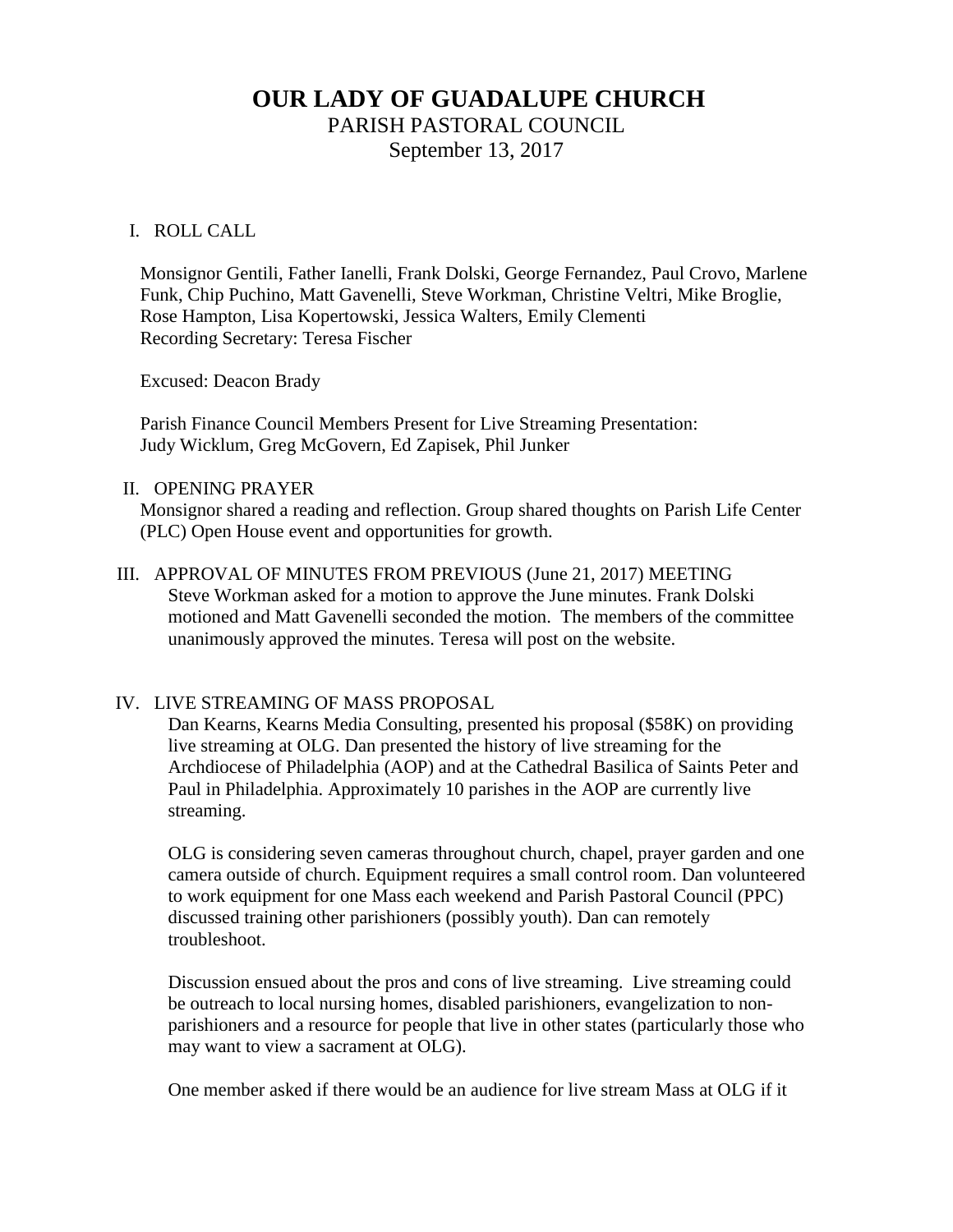# OUR LADY OF GUADALUPE CHURCH

## PARISH PASTORAL COUNCIL

## September 13, 2017

I. ROLL CALL

Monsignor Gentili, Father Ianelli, Frank Dolski, George Fernandez, Paul Crovo, Marlene Funk, Chip Puchino, Matt Gavenelli, Steve Workman, Christine Veltri, Mike Broglie, Rose Hampton, Lisa Kopertowski, Jessica Walters, Emily Clementi
Recording Secretary: Teresa Fischer

Excused: Deacon Brady

Parish Finance Council Members Present for Live Streaming Presentation:
Judy Wicklum, Greg McGovern, Ed Zapisek, Phil Junker

II. OPENING PRAYER

Monsignor shared a reading and reflection. Group shared thoughts on Parish Life Center (PLC) Open House event and opportunities for growth.

III. APPROVAL OF MINUTES FROM PREVIOUS (June 21, 2017) MEETING

Steve Workman asked for a motion to approve the June minutes. Frank Dolski motioned and Matt Gavenelli seconded the motion. The members of the committee unanimously approved the minutes. Teresa will post on the website.

IV. LIVE STREAMING OF MASS PROPOSAL

Dan Kearns, Kearns Media Consulting, presented his proposal ($58K) on providing live streaming at OLG. Dan presented the history of live streaming for the Archdiocese of Philadelphia (AOP) and at the Cathedral Basilica of Saints Peter and Paul in Philadelphia. Approximately 10 parishes in the AOP are currently live streaming.

OLG is considering seven cameras throughout church, chapel, prayer garden and one camera outside of church. Equipment requires a small control room. Dan volunteered to work equipment for one Mass each weekend and Parish Pastoral Council (PPC) discussed training other parishioners (possibly youth). Dan can remotely troubleshoot.

Discussion ensued about the pros and cons of live streaming. Live streaming could be outreach to local nursing homes, disabled parishioners, evangelization to non-parishioners and a resource for people that live in other states (particularly those who may want to view a sacrament at OLG).

One member asked if there would be an audience for live stream Mass at OLG if it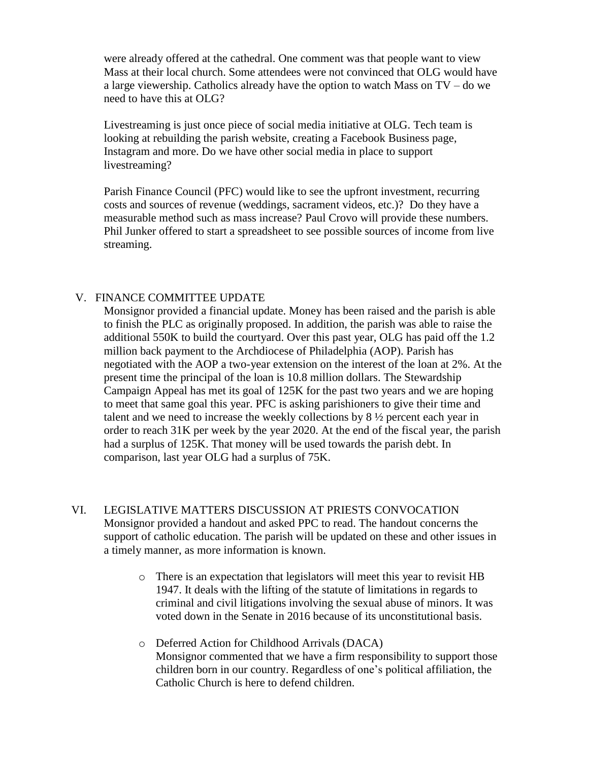were already offered at the cathedral. One comment was that people want to view Mass at their local church. Some attendees were not convinced that OLG would have a large viewership. Catholics already have the option to watch Mass on TV – do we need to have this at OLG?

Livestreaming is just once piece of social media initiative at OLG. Tech team is looking at rebuilding the parish website, creating a Facebook Business page, Instagram and more. Do we have other social media in place to support livestreaming?

Parish Finance Council (PFC) would like to see the upfront investment, recurring costs and sources of revenue (weddings, sacrament videos, etc.)? Do they have a measurable method such as mass increase? Paul Crovo will provide these numbers. Phil Junker offered to start a spreadsheet to see possible sources of income from live streaming.

## V. FINANCE COMMITTEE UPDATE

Monsignor provided a financial update. Money has been raised and the parish is able to finish the PLC as originally proposed. In addition, the parish was able to raise the additional 550K to build the courtyard. Over this past year, OLG has paid off the 1.2 million back payment to the Archdiocese of Philadelphia (AOP). Parish has negotiated with the AOP a two-year extension on the interest of the loan at 2%. At the present time the principal of the loan is 10.8 million dollars. The Stewardship Campaign Appeal has met its goal of 125K for the past two years and we are hoping to meet that same goal this year. PFC is asking parishioners to give their time and talent and we need to increase the weekly collections by 8 ½ percent each year in order to reach 31K per week by the year 2020. At the end of the fiscal year, the parish had a surplus of 125K. That money will be used towards the parish debt. In comparison, last year OLG had a surplus of 75K.

## VI. LEGISLATIVE MATTERS DISCUSSION AT PRIESTS CONVOCATION

Monsignor provided a handout and asked PPC to read. The handout concerns the support of catholic education. The parish will be updated on these and other issues in a timely manner, as more information is known.

- There is an expectation that legislators will meet this year to revisit HB 1947. It deals with the lifting of the statute of limitations in regards to criminal and civil litigations involving the sexual abuse of minors. It was voted down in the Senate in 2016 because of its unconstitutional basis.

- Deferred Action for Childhood Arrivals (DACA)
  Monsignor commented that we have a firm responsibility to support those children born in our country. Regardless of one's political affiliation, the Catholic Church is here to defend children.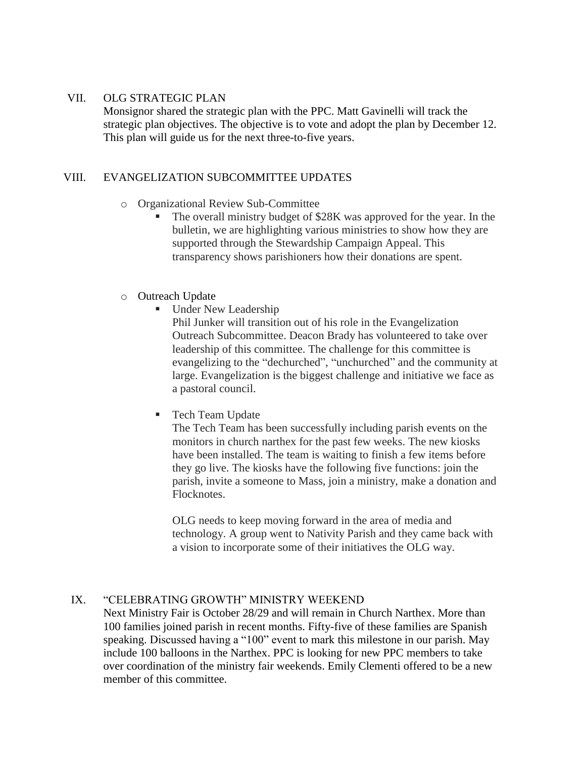VII. OLG STRATEGIC PLAN

Monsignor shared the strategic plan with the PPC. Matt Gavinelli will track the strategic plan objectives. The objective is to vote and adopt the plan by December 12. This plan will guide us for the next three-to-five years.

VIII. EVANGELIZATION SUBCOMMITTEE UPDATES

- Organizational Review Sub-Committee
  - The overall ministry budget of $28K was approved for the year. In the bulletin, we are highlighting various ministries to show how they are supported through the Stewardship Campaign Appeal. This transparency shows parishioners how their donations are spent.

- Outreach Update
  - Under New Leadership

    Phil Junker will transition out of his role in the Evangelization Outreach Subcommittee. Deacon Brady has volunteered to take over leadership of this committee. The challenge for this committee is evangelizing to the "dechurched", "unchurched" and the community at large. Evangelization is the biggest challenge and initiative we face as a pastoral council.

  - Tech Team Update

    The Tech Team has been successfully including parish events on the monitors in church narthex for the past few weeks. The new kiosks have been installed. The team is waiting to finish a few items before they go live. The kiosks have the following five functions: join the parish, invite a someone to Mass, join a ministry, make a donation and Flocknotes.

    OLG needs to keep moving forward in the area of media and technology. A group went to Nativity Parish and they came back with a vision to incorporate some of their initiatives the OLG way.

IX. "CELEBRATING GROWTH" MINISTRY WEEKEND

Next Ministry Fair is October 28/29 and will remain in Church Narthex. More than 100 families joined parish in recent months. Fifty-five of these families are Spanish speaking. Discussed having a "100" event to mark this milestone in our parish. May include 100 balloons in the Narthex. PPC is looking for new PPC members to take over coordination of the ministry fair weekends. Emily Clementi offered to be a new member of this committee.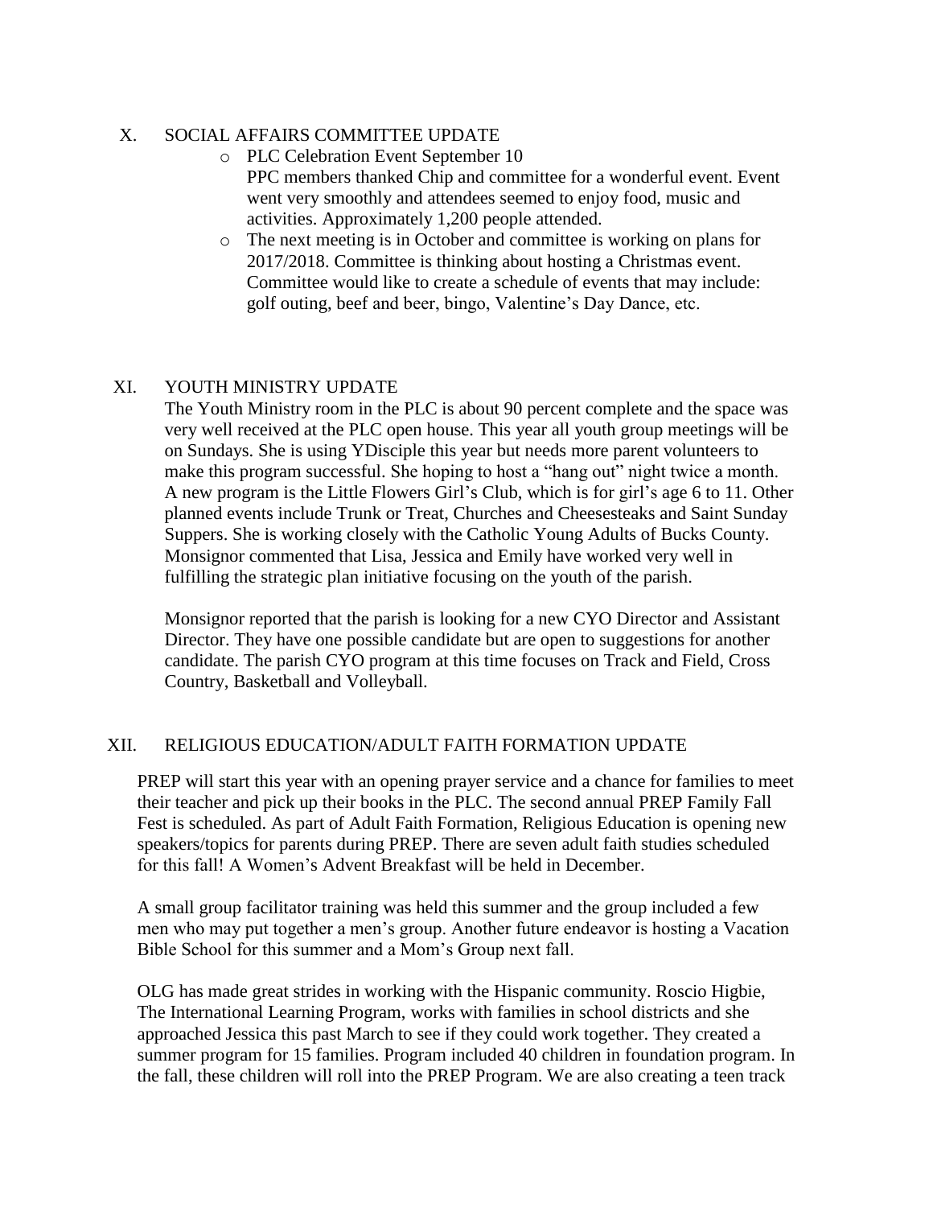## X. SOCIAL AFFAIRS COMMITTEE UPDATE

- PLC Celebration Event September 10
  PPC members thanked Chip and committee for a wonderful event. Event went very smoothly and attendees seemed to enjoy food, music and activities. Approximately 1,200 people attended.
- The next meeting is in October and committee is working on plans for 2017/2018. Committee is thinking about hosting a Christmas event. Committee would like to create a schedule of events that may include: golf outing, beef and beer, bingo, Valentine's Day Dance, etc.

## XI. YOUTH MINISTRY UPDATE

The Youth Ministry room in the PLC is about 90 percent complete and the space was very well received at the PLC open house. This year all youth group meetings will be on Sundays. She is using YDisciple this year but needs more parent volunteers to make this program successful. She hoping to host a "hang out" night twice a month. A new program is the Little Flowers Girl's Club, which is for girl's age 6 to 11. Other planned events include Trunk or Treat, Churches and Cheesesteaks and Saint Sunday Suppers. She is working closely with the Catholic Young Adults of Bucks County. Monsignor commented that Lisa, Jessica and Emily have worked very well in fulfilling the strategic plan initiative focusing on the youth of the parish.

Monsignor reported that the parish is looking for a new CYO Director and Assistant Director. They have one possible candidate but are open to suggestions for another candidate. The parish CYO program at this time focuses on Track and Field, Cross Country, Basketball and Volleyball.

## XII. RELIGIOUS EDUCATION/ADULT FAITH FORMATION UPDATE

PREP will start this year with an opening prayer service and a chance for families to meet their teacher and pick up their books in the PLC. The second annual PREP Family Fall Fest is scheduled. As part of Adult Faith Formation, Religious Education is opening new speakers/topics for parents during PREP. There are seven adult faith studies scheduled for this fall! A Women's Advent Breakfast will be held in December.

A small group facilitator training was held this summer and the group included a few men who may put together a men's group. Another future endeavor is hosting a Vacation Bible School for this summer and a Mom's Group next fall.

OLG has made great strides in working with the Hispanic community. Roscio Higbie, The International Learning Program, works with families in school districts and she approached Jessica this past March to see if they could work together. They created a summer program for 15 families. Program included 40 children in foundation program. In the fall, these children will roll into the PREP Program. We are also creating a teen track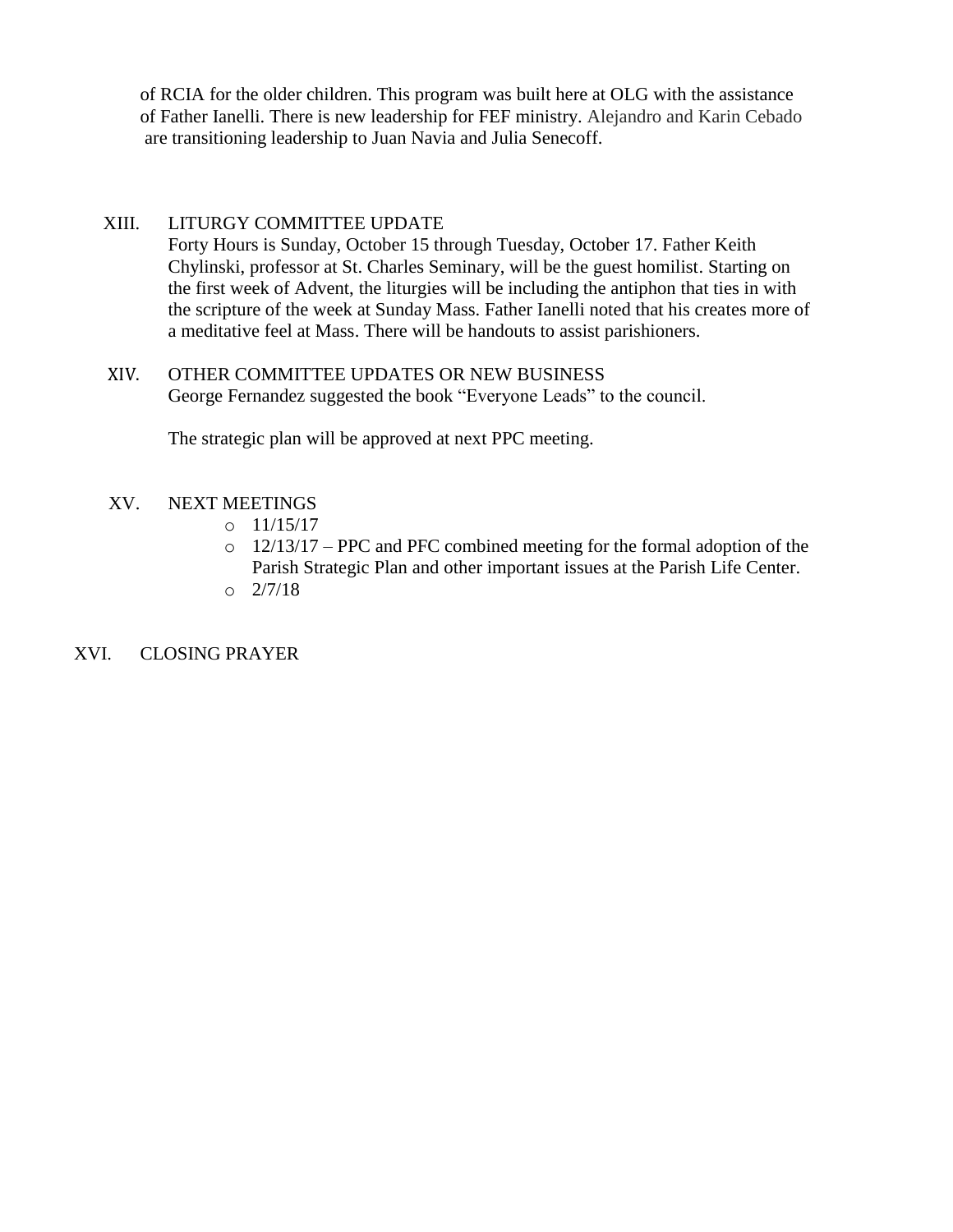of RCIA for the older children. This program was built here at OLG with the assistance of Father Ianelli. There is new leadership for FEF ministry. Alejandro and Karin Cebado are transitioning leadership to Juan Navia and Julia Senecoff.

XIII. LITURGY COMMITTEE UPDATE

Forty Hours is Sunday, October 15 through Tuesday, October 17. Father Keith Chylinski, professor at St. Charles Seminary, will be the guest homilist. Starting on the first week of Advent, the liturgies will be including the antiphon that ties in with the scripture of the week at Sunday Mass. Father Ianelli noted that his creates more of a meditative feel at Mass. There will be handouts to assist parishioners.

XIV. OTHER COMMITTEE UPDATES OR NEW BUSINESS

George Fernandez suggested the book "Everyone Leads" to the council.

The strategic plan will be approved at next PPC meeting.

XV. NEXT MEETINGS

- 11/15/17
- 12/13/17 – PPC and PFC combined meeting for the formal adoption of the Parish Strategic Plan and other important issues at the Parish Life Center.
- 2/7/18

XVI. CLOSING PRAYER